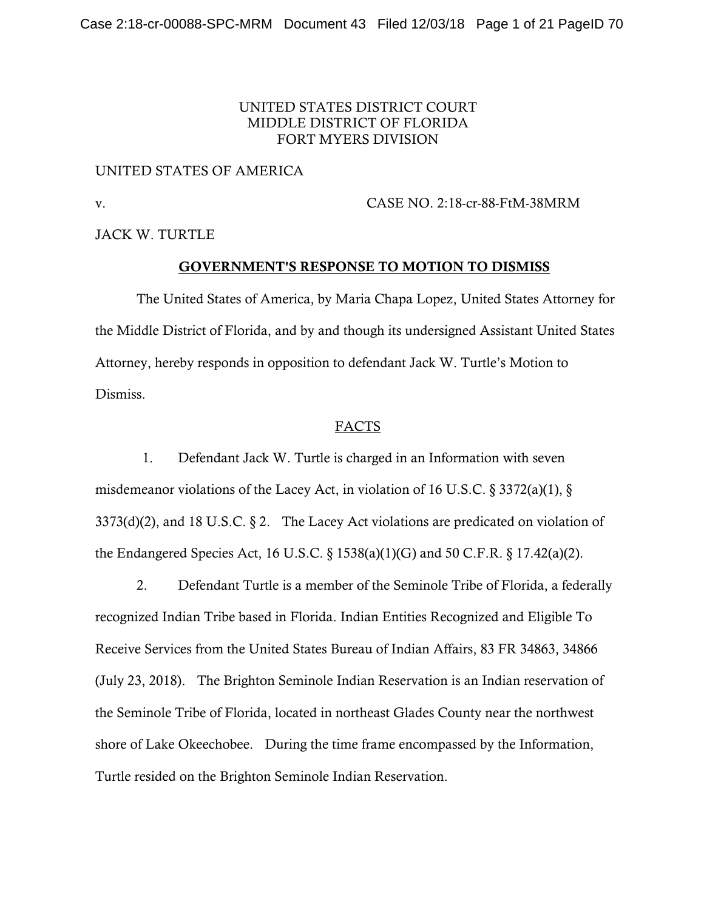UNITED STATES DISTRICT COURT
MIDDLE DISTRICT OF FLORIDA
FORT MYERS DIVISION

UNITED STATES OF AMERICA

v. CASE NO. 2:18-cr-88-FtM-38MRM

JACK W. TURTLE

## GOVERNMENT'S RESPONSE TO MOTION TO DISMISS

The United States of America, by Maria Chapa Lopez, United States Attorney for the Middle District of Florida, and by and though its undersigned Assistant United States Attorney, hereby responds in opposition to defendant Jack W. Turtle's Motion to Dismiss.

### FACTS

1. Defendant Jack W. Turtle is charged in an Information with seven misdemeanor violations of the Lacey Act, in violation of 16 U.S.C. § 3372(a)(1), § 3373(d)(2), and 18 U.S.C. § 2. The Lacey Act violations are predicated on violation of the Endangered Species Act, 16 U.S.C. § 1538(a)(1)(G) and 50 C.F.R. § 17.42(a)(2).

2. Defendant Turtle is a member of the Seminole Tribe of Florida, a federally recognized Indian Tribe based in Florida. Indian Entities Recognized and Eligible To Receive Services from the United States Bureau of Indian Affairs, 83 FR 34863, 34866 (July 23, 2018). The Brighton Seminole Indian Reservation is an Indian reservation of the Seminole Tribe of Florida, located in northeast Glades County near the northwest shore of Lake Okeechobee. During the time frame encompassed by the Information, Turtle resided on the Brighton Seminole Indian Reservation.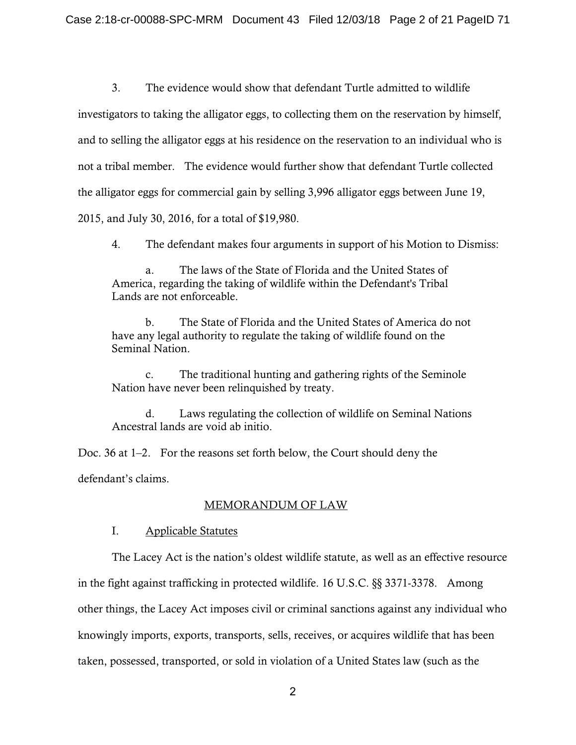3. The evidence would show that defendant Turtle admitted to wildlife investigators to taking the alligator eggs, to collecting them on the reservation by himself, and to selling the alligator eggs at his residence on the reservation to an individual who is not a tribal member. The evidence would further show that defendant Turtle collected the alligator eggs for commercial gain by selling 3,996 alligator eggs between June 19, 2015, and July 30, 2016, for a total of $19,980.

4. The defendant makes four arguments in support of his Motion to Dismiss:

> a. The laws of the State of Florida and the United States of America, regarding the taking of wildlife within the Defendant's Tribal Lands are not enforceable.
>
> b. The State of Florida and the United States of America do not have any legal authority to regulate the taking of wildlife found on the Seminal Nation.
>
> c. The traditional hunting and gathering rights of the Seminole Nation have never been relinquished by treaty.
>
> d. Laws regulating the collection of wildlife on Seminal Nations Ancestral lands are void ab initio.

Doc. 36 at 1–2. For the reasons set forth below, the Court should deny the defendant's claims.

## MEMORANDUM OF LAW

### I. Applicable Statutes

The Lacey Act is the nation's oldest wildlife statute, as well as an effective resource in the fight against trafficking in protected wildlife. 16 U.S.C. §§ 3371-3378. Among other things, the Lacey Act imposes civil or criminal sanctions against any individual who knowingly imports, exports, transports, sells, receives, or acquires wildlife that has been taken, possessed, transported, or sold in violation of a United States law (such as the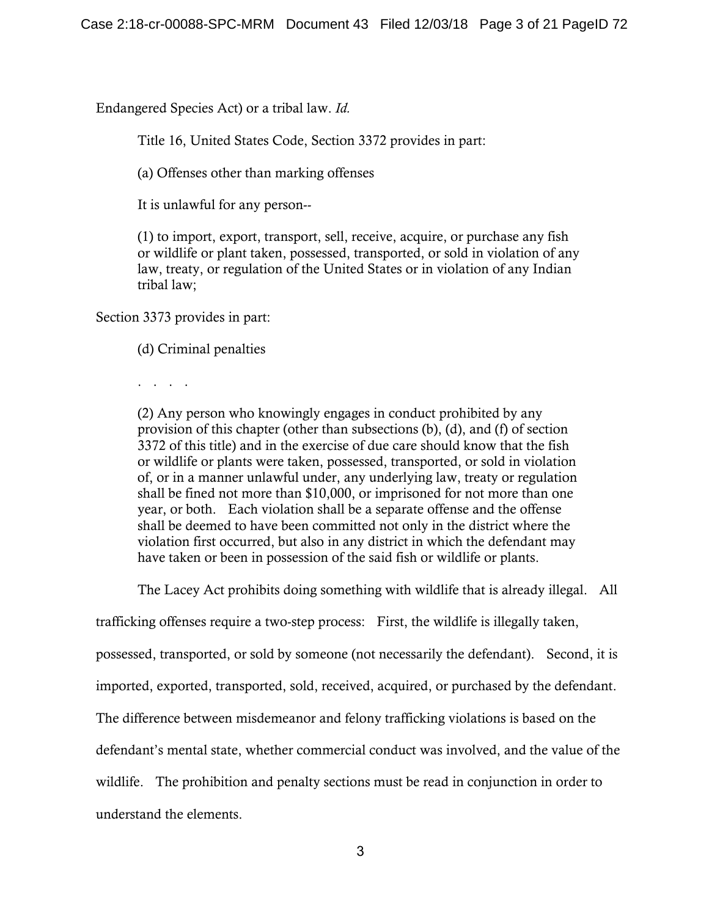Endangered Species Act) or a tribal law. *Id.*

Title 16, United States Code, Section 3372 provides in part:

(a) Offenses other than marking offenses

It is unlawful for any person--

(1) to import, export, transport, sell, receive, acquire, or purchase any fish or wildlife or plant taken, possessed, transported, or sold in violation of any law, treaty, or regulation of the United States or in violation of any Indian tribal law;

Section 3373 provides in part:

(d) Criminal penalties

. . . .

(2) Any person who knowingly engages in conduct prohibited by any provision of this chapter (other than subsections (b), (d), and (f) of section 3372 of this title) and in the exercise of due care should know that the fish or wildlife or plants were taken, possessed, transported, or sold in violation of, or in a manner unlawful under, any underlying law, treaty or regulation shall be fined not more than $10,000, or imprisoned for not more than one year, or both. Each violation shall be a separate offense and the offense shall be deemed to have been committed not only in the district where the violation first occurred, but also in any district in which the defendant may have taken or been in possession of the said fish or wildlife or plants.

The Lacey Act prohibits doing something with wildlife that is already illegal. All trafficking offenses require a two-step process: First, the wildlife is illegally taken, possessed, transported, or sold by someone (not necessarily the defendant). Second, it is imported, exported, transported, sold, received, acquired, or purchased by the defendant. The difference between misdemeanor and felony trafficking violations is based on the defendant's mental state, whether commercial conduct was involved, and the value of the wildlife. The prohibition and penalty sections must be read in conjunction in order to understand the elements.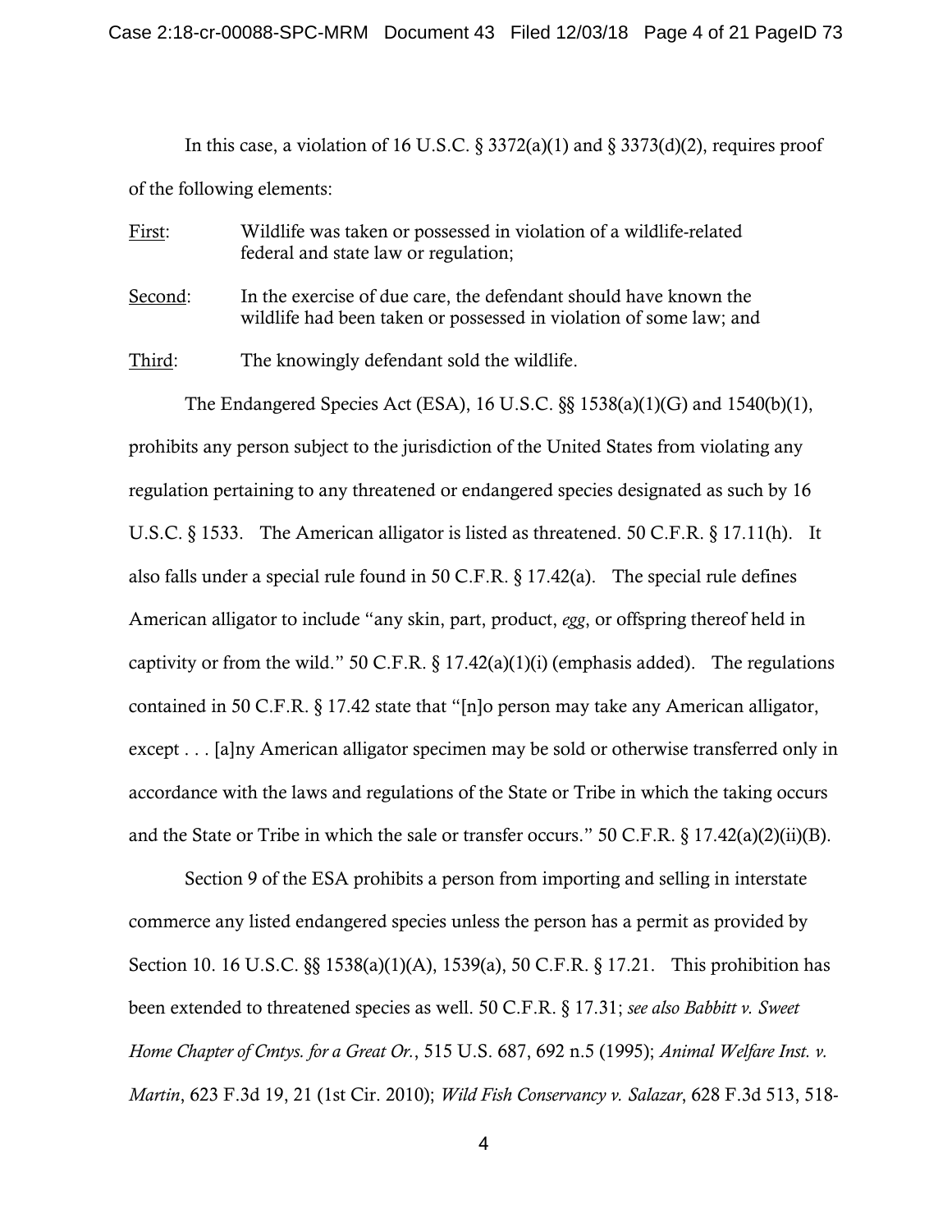In this case, a violation of 16 U.S.C. § 3372(a)(1) and § 3373(d)(2), requires proof of the following elements:

<u>First</u>: Wildlife was taken or possessed in violation of a wildlife-related federal and state law or regulation;

<u>Second</u>: In the exercise of due care, the defendant should have known the wildlife had been taken or possessed in violation of some law; and

<u>Third</u>: The knowingly defendant sold the wildlife.

The Endangered Species Act (ESA), 16 U.S.C. §§ 1538(a)(1)(G) and 1540(b)(1), prohibits any person subject to the jurisdiction of the United States from violating any regulation pertaining to any threatened or endangered species designated as such by 16 U.S.C. § 1533. The American alligator is listed as threatened. 50 C.F.R. § 17.11(h). It also falls under a special rule found in 50 C.F.R. § 17.42(a). The special rule defines American alligator to include "any skin, part, product, *egg*, or offspring thereof held in captivity or from the wild." 50 C.F.R. § 17.42(a)(1)(i) (emphasis added). The regulations contained in 50 C.F.R. § 17.42 state that "[n]o person may take any American alligator, except . . . [a]ny American alligator specimen may be sold or otherwise transferred only in accordance with the laws and regulations of the State or Tribe in which the taking occurs and the State or Tribe in which the sale or transfer occurs." 50 C.F.R. § 17.42(a)(2)(ii)(B).

Section 9 of the ESA prohibits a person from importing and selling in interstate commerce any listed endangered species unless the person has a permit as provided by Section 10. 16 U.S.C. §§ 1538(a)(1)(A), 1539(a), 50 C.F.R. § 17.21. This prohibition has been extended to threatened species as well. 50 C.F.R. § 17.31; *see also Babbitt v. Sweet Home Chapter of Cmtys. for a Great Or.*, 515 U.S. 687, 692 n.5 (1995); *Animal Welfare Inst. v. Martin*, 623 F.3d 19, 21 (1st Cir. 2010); *Wild Fish Conservancy v. Salazar*, 628 F.3d 513, 518-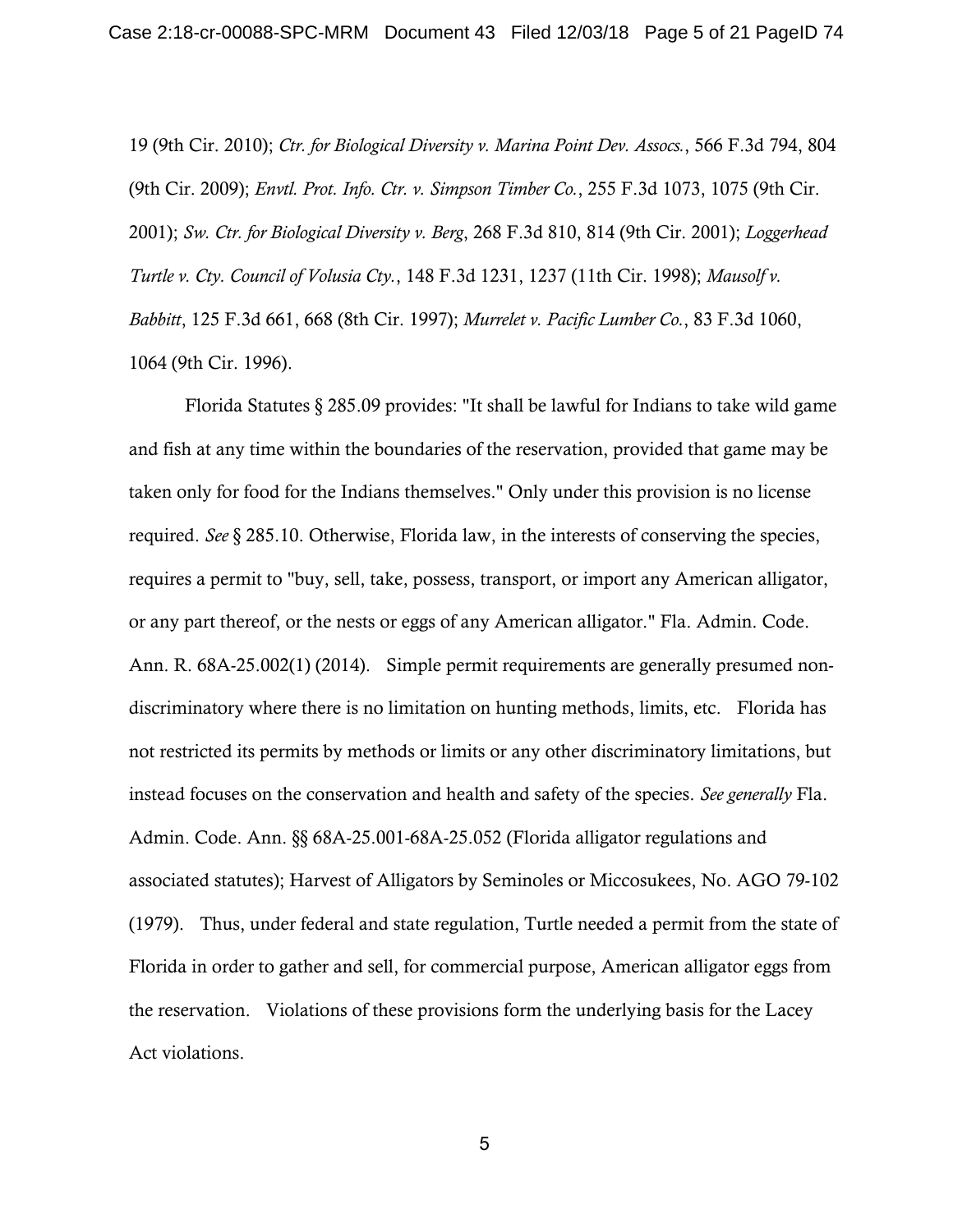19 (9th Cir. 2010); *Ctr. for Biological Diversity v. Marina Point Dev. Assocs.*, 566 F.3d 794, 804 (9th Cir. 2009); *Envtl. Prot. Info. Ctr. v. Simpson Timber Co.*, 255 F.3d 1073, 1075 (9th Cir. 2001); *Sw. Ctr. for Biological Diversity v. Berg*, 268 F.3d 810, 814 (9th Cir. 2001); *Loggerhead Turtle v. Cty. Council of Volusia Cty.*, 148 F.3d 1231, 1237 (11th Cir. 1998); *Mausolf v. Babbitt*, 125 F.3d 661, 668 (8th Cir. 1997); *Murrelet v. Pacific Lumber Co.*, 83 F.3d 1060, 1064 (9th Cir. 1996).

Florida Statutes § 285.09 provides: "It shall be lawful for Indians to take wild game and fish at any time within the boundaries of the reservation, provided that game may be taken only for food for the Indians themselves." Only under this provision is no license required. *See* § 285.10. Otherwise, Florida law, in the interests of conserving the species, requires a permit to "buy, sell, take, possess, transport, or import any American alligator, or any part thereof, or the nests or eggs of any American alligator." Fla. Admin. Code. Ann. R. 68A-25.002(1) (2014). Simple permit requirements are generally presumed non-discriminatory where there is no limitation on hunting methods, limits, etc. Florida has not restricted its permits by methods or limits or any other discriminatory limitations, but instead focuses on the conservation and health and safety of the species. *See generally* Fla. Admin. Code. Ann. §§ 68A-25.001-68A-25.052 (Florida alligator regulations and associated statutes); Harvest of Alligators by Seminoles or Miccosukees, No. AGO 79-102 (1979). Thus, under federal and state regulation, Turtle needed a permit from the state of Florida in order to gather and sell, for commercial purpose, American alligator eggs from the reservation. Violations of these provisions form the underlying basis for the Lacey Act violations.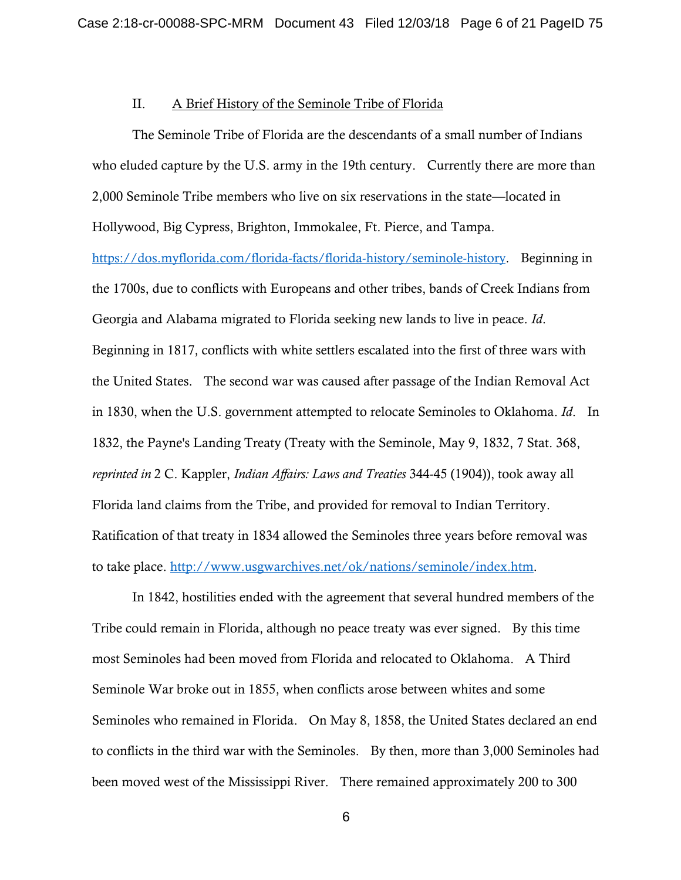## II. A Brief History of the Seminole Tribe of Florida

The Seminole Tribe of Florida are the descendants of a small number of Indians who eluded capture by the U.S. army in the 19th century. Currently there are more than 2,000 Seminole Tribe members who live on six reservations in the state—located in Hollywood, Big Cypress, Brighton, Immokalee, Ft. Pierce, and Tampa. https://dos.myflorida.com/florida-facts/florida-history/seminole-history. Beginning in the 1700s, due to conflicts with Europeans and other tribes, bands of Creek Indians from Georgia and Alabama migrated to Florida seeking new lands to live in peace. *Id*. Beginning in 1817, conflicts with white settlers escalated into the first of three wars with the United States. The second war was caused after passage of the Indian Removal Act in 1830, when the U.S. government attempted to relocate Seminoles to Oklahoma. *Id*. In 1832, the Payne's Landing Treaty (Treaty with the Seminole, May 9, 1832, 7 Stat. 368, *reprinted in* 2 C. Kappler, *Indian Affairs: Laws and Treaties* 344-45 (1904)), took away all Florida land claims from the Tribe, and provided for removal to Indian Territory. Ratification of that treaty in 1834 allowed the Seminoles three years before removal was to take place. http://www.usgwarchives.net/ok/nations/seminole/index.htm.

In 1842, hostilities ended with the agreement that several hundred members of the Tribe could remain in Florida, although no peace treaty was ever signed. By this time most Seminoles had been moved from Florida and relocated to Oklahoma. A Third Seminole War broke out in 1855, when conflicts arose between whites and some Seminoles who remained in Florida. On May 8, 1858, the United States declared an end to conflicts in the third war with the Seminoles. By then, more than 3,000 Seminoles had been moved west of the Mississippi River. There remained approximately 200 to 300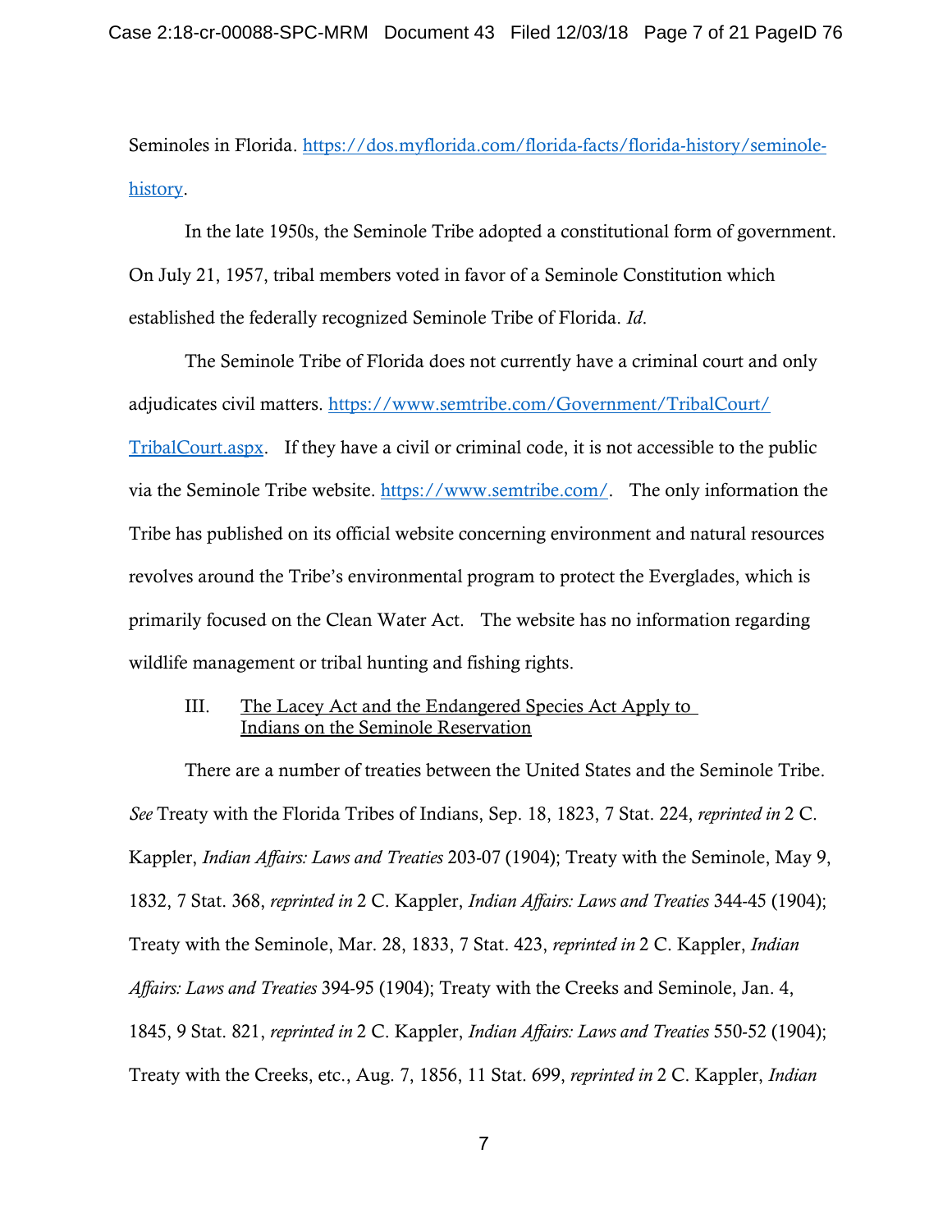Seminoles in Florida. [https://dos.myflorida.com/florida-facts/florida-history/seminole-history](https://dos.myflorida.com/florida-facts/florida-history/seminole-history).

In the late 1950s, the Seminole Tribe adopted a constitutional form of government. On July 21, 1957, tribal members voted in favor of a Seminole Constitution which established the federally recognized Seminole Tribe of Florida. *Id*.

The Seminole Tribe of Florida does not currently have a criminal court and only adjudicates civil matters. [https://www.semtribe.com/Government/TribalCourt/TribalCourt.aspx](https://www.semtribe.com/Government/TribalCourt/TribalCourt.aspx). If they have a civil or criminal code, it is not accessible to the public via the Seminole Tribe website. [https://www.semtribe.com/](https://www.semtribe.com/). The only information the Tribe has published on its official website concerning environment and natural resources revolves around the Tribe's environmental program to protect the Everglades, which is primarily focused on the Clean Water Act. The website has no information regarding wildlife management or tribal hunting and fishing rights.

## III. <u>The Lacey Act and the Endangered Species Act Apply to Indians on the Seminole Reservation</u>

There are a number of treaties between the United States and the Seminole Tribe. *See* Treaty with the Florida Tribes of Indians, Sep. 18, 1823, 7 Stat. 224, *reprinted in* 2 C. Kappler, *Indian Affairs: Laws and Treaties* 203-07 (1904); Treaty with the Seminole, May 9, 1832, 7 Stat. 368, *reprinted in* 2 C. Kappler, *Indian Affairs: Laws and Treaties* 344-45 (1904); Treaty with the Seminole, Mar. 28, 1833, 7 Stat. 423, *reprinted in* 2 C. Kappler, *Indian Affairs: Laws and Treaties* 394-95 (1904); Treaty with the Creeks and Seminole, Jan. 4, 1845, 9 Stat. 821, *reprinted in* 2 C. Kappler, *Indian Affairs: Laws and Treaties* 550-52 (1904); Treaty with the Creeks, etc., Aug. 7, 1856, 11 Stat. 699, *reprinted in* 2 C. Kappler, *Indian*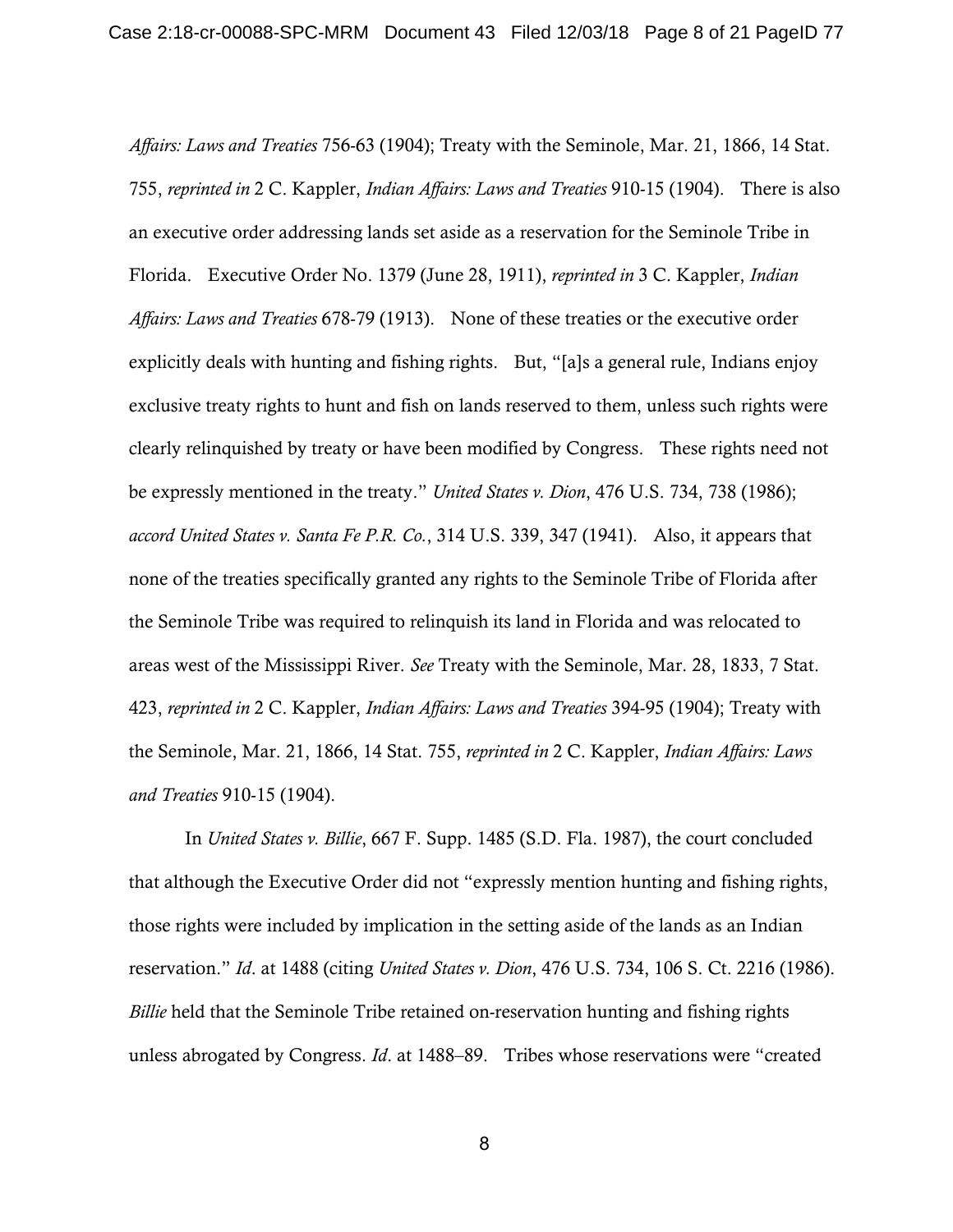*Affairs: Laws and Treaties* 756-63 (1904); Treaty with the Seminole, Mar. 21, 1866, 14 Stat. 755, *reprinted in* 2 C. Kappler, *Indian Affairs: Laws and Treaties* 910-15 (1904). There is also an executive order addressing lands set aside as a reservation for the Seminole Tribe in Florida. Executive Order No. 1379 (June 28, 1911), *reprinted in* 3 C. Kappler, *Indian Affairs: Laws and Treaties* 678-79 (1913). None of these treaties or the executive order explicitly deals with hunting and fishing rights. But, "[a]s a general rule, Indians enjoy exclusive treaty rights to hunt and fish on lands reserved to them, unless such rights were clearly relinquished by treaty or have been modified by Congress. These rights need not be expressly mentioned in the treaty." *United States v. Dion*, 476 U.S. 734, 738 (1986); *accord United States v. Santa Fe P.R. Co.*, 314 U.S. 339, 347 (1941). Also, it appears that none of the treaties specifically granted any rights to the Seminole Tribe of Florida after the Seminole Tribe was required to relinquish its land in Florida and was relocated to areas west of the Mississippi River. *See* Treaty with the Seminole, Mar. 28, 1833, 7 Stat. 423, *reprinted in* 2 C. Kappler, *Indian Affairs: Laws and Treaties* 394-95 (1904); Treaty with the Seminole, Mar. 21, 1866, 14 Stat. 755, *reprinted in* 2 C. Kappler, *Indian Affairs: Laws and Treaties* 910-15 (1904).

In *United States v. Billie*, 667 F. Supp. 1485 (S.D. Fla. 1987), the court concluded that although the Executive Order did not "expressly mention hunting and fishing rights, those rights were included by implication in the setting aside of the lands as an Indian reservation." *Id*. at 1488 (citing *United States v. Dion*, 476 U.S. 734, 106 S. Ct. 2216 (1986). *Billie* held that the Seminole Tribe retained on-reservation hunting and fishing rights unless abrogated by Congress. *Id*. at 1488–89. Tribes whose reservations were "created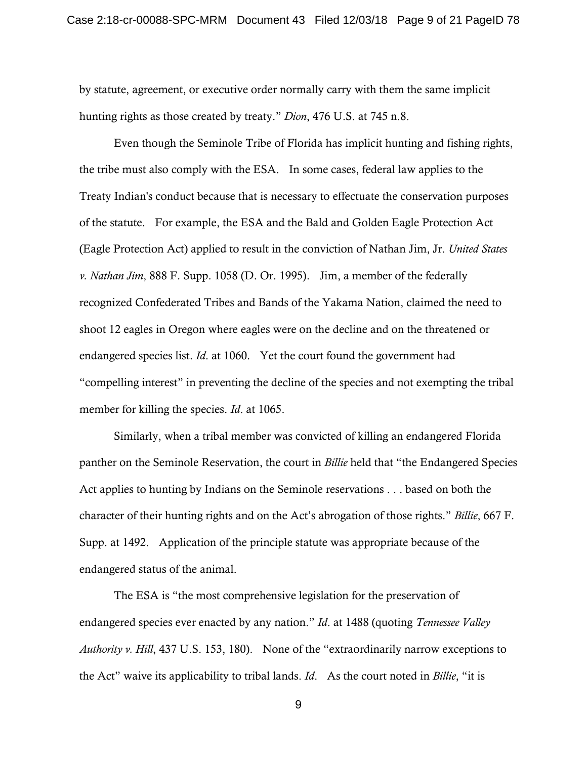by statute, agreement, or executive order normally carry with them the same implicit hunting rights as those created by treaty." *Dion*, 476 U.S. at 745 n.8.

Even though the Seminole Tribe of Florida has implicit hunting and fishing rights, the tribe must also comply with the ESA. In some cases, federal law applies to the Treaty Indian's conduct because that is necessary to effectuate the conservation purposes of the statute. For example, the ESA and the Bald and Golden Eagle Protection Act (Eagle Protection Act) applied to result in the conviction of Nathan Jim, Jr. *United States v. Nathan Jim*, 888 F. Supp. 1058 (D. Or. 1995). Jim, a member of the federally recognized Confederated Tribes and Bands of the Yakama Nation, claimed the need to shoot 12 eagles in Oregon where eagles were on the decline and on the threatened or endangered species list. *Id*. at 1060. Yet the court found the government had "compelling interest" in preventing the decline of the species and not exempting the tribal member for killing the species. *Id*. at 1065.

Similarly, when a tribal member was convicted of killing an endangered Florida panther on the Seminole Reservation, the court in *Billie* held that "the Endangered Species Act applies to hunting by Indians on the Seminole reservations . . . based on both the character of their hunting rights and on the Act's abrogation of those rights." *Billie*, 667 F. Supp. at 1492. Application of the principle statute was appropriate because of the endangered status of the animal.

The ESA is "the most comprehensive legislation for the preservation of endangered species ever enacted by any nation." *Id*. at 1488 (quoting *Tennessee Valley Authority v. Hill*, 437 U.S. 153, 180). None of the "extraordinarily narrow exceptions to the Act" waive its applicability to tribal lands. *Id*. As the court noted in *Billie*, "it is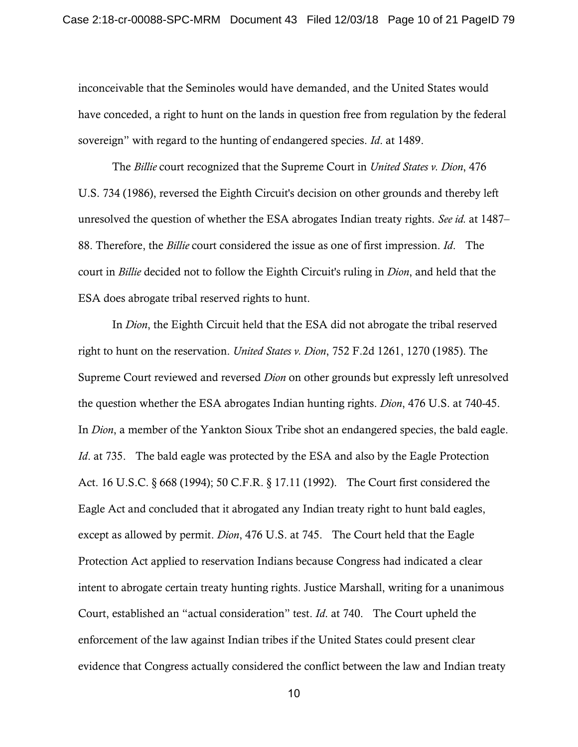inconceivable that the Seminoles would have demanded, and the United States would have conceded, a right to hunt on the lands in question free from regulation by the federal sovereign" with regard to the hunting of endangered species. *Id*. at 1489.

The *Billie* court recognized that the Supreme Court in *United States v. Dion*, 476 U.S. 734 (1986), reversed the Eighth Circuit's decision on other grounds and thereby left unresolved the question of whether the ESA abrogates Indian treaty rights. *See id.* at 1487–88. Therefore, the *Billie* court considered the issue as one of first impression. *Id*. The court in *Billie* decided not to follow the Eighth Circuit's ruling in *Dion*, and held that the ESA does abrogate tribal reserved rights to hunt.

In *Dion*, the Eighth Circuit held that the ESA did not abrogate the tribal reserved right to hunt on the reservation. *United States v. Dion*, 752 F.2d 1261, 1270 (1985). The Supreme Court reviewed and reversed *Dion* on other grounds but expressly left unresolved the question whether the ESA abrogates Indian hunting rights. *Dion*, 476 U.S. at 740-45. In *Dion*, a member of the Yankton Sioux Tribe shot an endangered species, the bald eagle. *Id*. at 735. The bald eagle was protected by the ESA and also by the Eagle Protection Act. 16 U.S.C. § 668 (1994); 50 C.F.R. § 17.11 (1992). The Court first considered the Eagle Act and concluded that it abrogated any Indian treaty right to hunt bald eagles, except as allowed by permit. *Dion*, 476 U.S. at 745. The Court held that the Eagle Protection Act applied to reservation Indians because Congress had indicated a clear intent to abrogate certain treaty hunting rights. Justice Marshall, writing for a unanimous Court, established an "actual consideration" test. *Id*. at 740. The Court upheld the enforcement of the law against Indian tribes if the United States could present clear evidence that Congress actually considered the conflict between the law and Indian treaty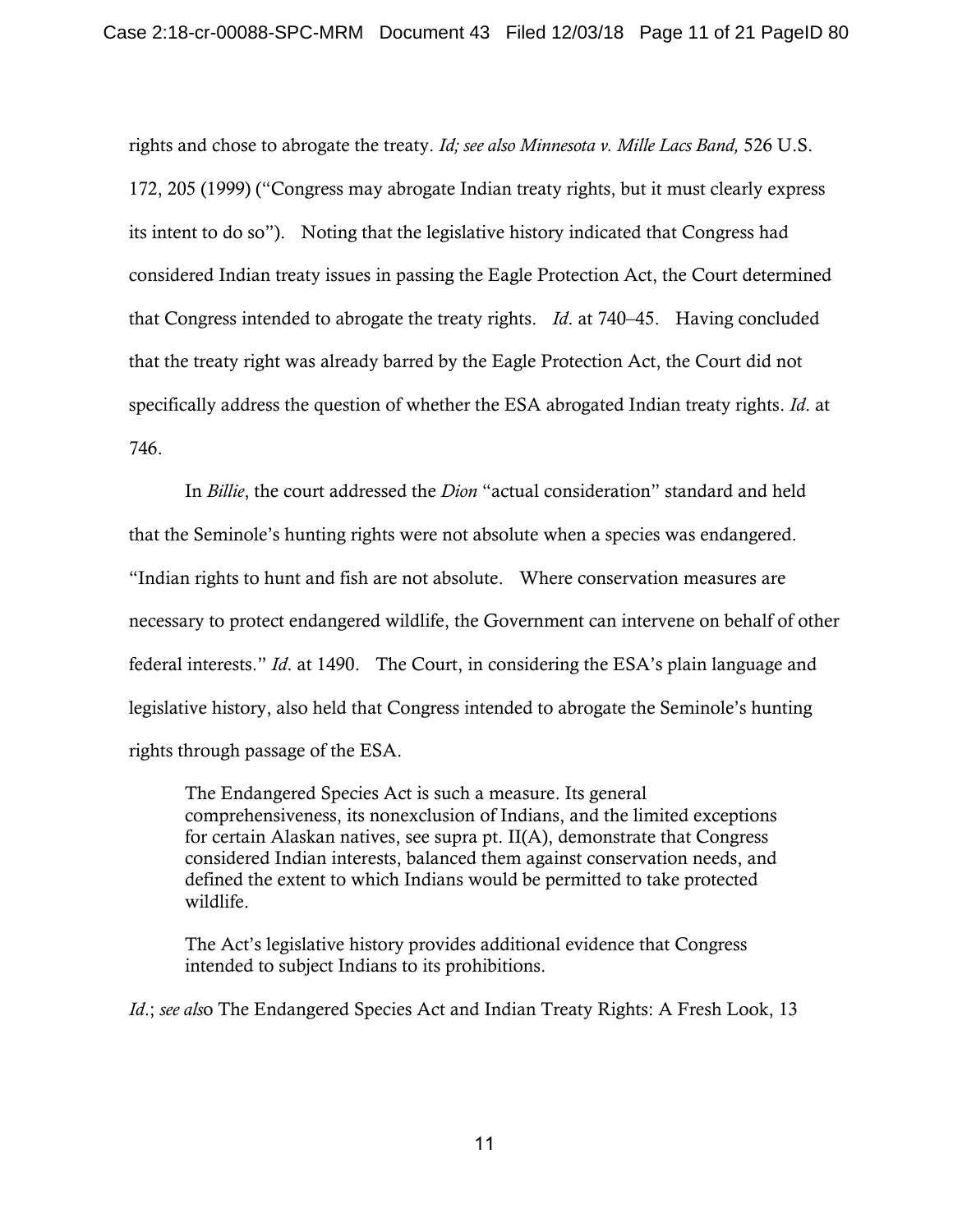rights and chose to abrogate the treaty. *Id; see also Minnesota v. Mille Lacs Band,* 526 U.S. 172, 205 (1999) ("Congress may abrogate Indian treaty rights, but it must clearly express its intent to do so"). Noting that the legislative history indicated that Congress had considered Indian treaty issues in passing the Eagle Protection Act, the Court determined that Congress intended to abrogate the treaty rights. *Id*. at 740–45. Having concluded that the treaty right was already barred by the Eagle Protection Act, the Court did not specifically address the question of whether the ESA abrogated Indian treaty rights. *Id*. at 746.

In *Billie*, the court addressed the *Dion* "actual consideration" standard and held that the Seminole's hunting rights were not absolute when a species was endangered. "Indian rights to hunt and fish are not absolute. Where conservation measures are necessary to protect endangered wildlife, the Government can intervene on behalf of other federal interests." *Id*. at 1490. The Court, in considering the ESA's plain language and legislative history, also held that Congress intended to abrogate the Seminole's hunting rights through passage of the ESA.

> The Endangered Species Act is such a measure. Its general comprehensiveness, its nonexclusion of Indians, and the limited exceptions for certain Alaskan natives, see supra pt. II(A), demonstrate that Congress considered Indian interests, balanced them against conservation needs, and defined the extent to which Indians would be permitted to take protected wildlife.
>
> The Act's legislative history provides additional evidence that Congress intended to subject Indians to its prohibitions.

*Id*.; *see also* The Endangered Species Act and Indian Treaty Rights: A Fresh Look, 13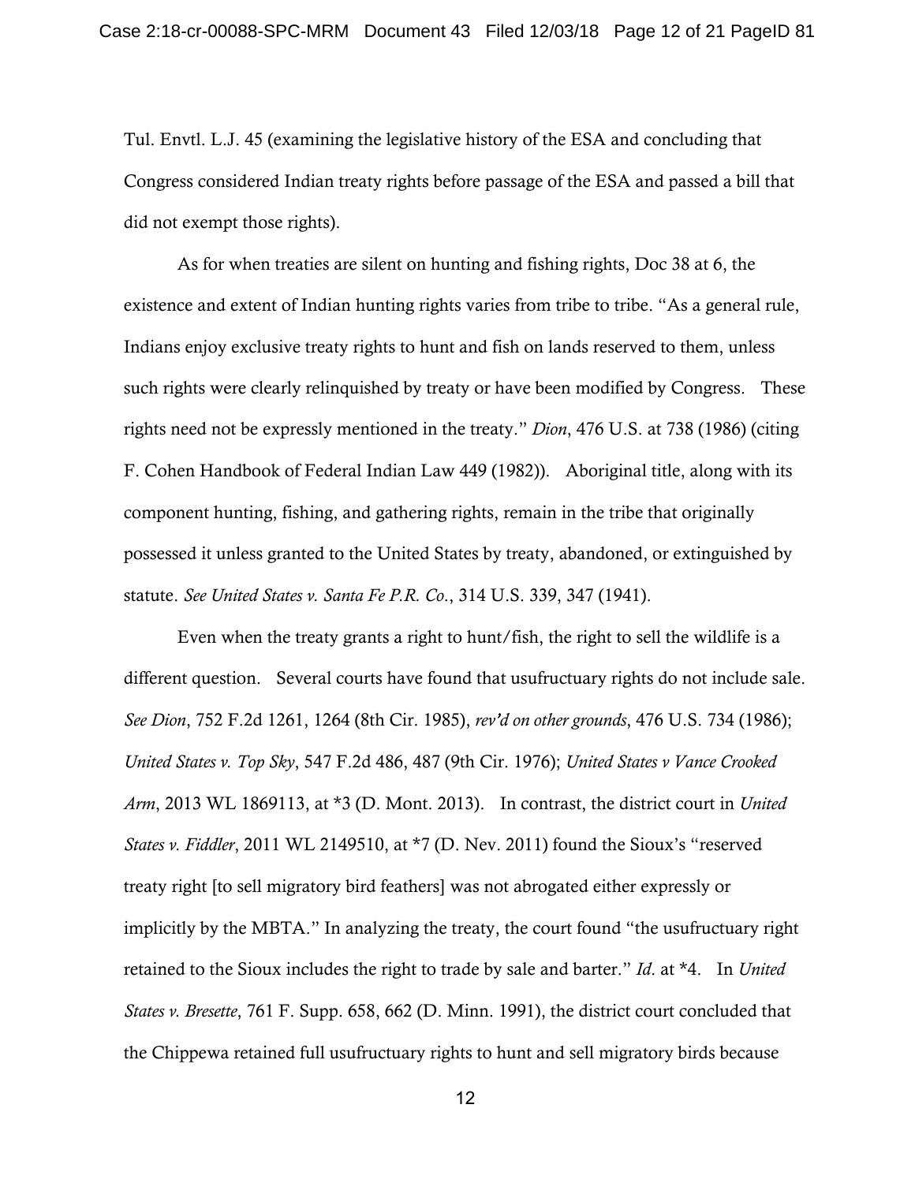Tul. Envtl. L.J. 45 (examining the legislative history of the ESA and concluding that Congress considered Indian treaty rights before passage of the ESA and passed a bill that did not exempt those rights).

As for when treaties are silent on hunting and fishing rights, Doc 38 at 6, the existence and extent of Indian hunting rights varies from tribe to tribe. "As a general rule, Indians enjoy exclusive treaty rights to hunt and fish on lands reserved to them, unless such rights were clearly relinquished by treaty or have been modified by Congress. These rights need not be expressly mentioned in the treaty." *Dion*, 476 U.S. at 738 (1986) (citing F. Cohen Handbook of Federal Indian Law 449 (1982)). Aboriginal title, along with its component hunting, fishing, and gathering rights, remain in the tribe that originally possessed it unless granted to the United States by treaty, abandoned, or extinguished by statute. *See United States v. Santa Fe P.R. Co.*, 314 U.S. 339, 347 (1941).

Even when the treaty grants a right to hunt/fish, the right to sell the wildlife is a different question. Several courts have found that usufructuary rights do not include sale. *See Dion*, 752 F.2d 1261, 1264 (8th Cir. 1985), *rev'd on other grounds*, 476 U.S. 734 (1986); *United States v. Top Sky*, 547 F.2d 486, 487 (9th Cir. 1976); *United States v Vance Crooked Arm*, 2013 WL 1869113, at *3 (D. Mont. 2013). In contrast, the district court in *United States v. Fiddler*, 2011 WL 2149510, at *7 (D. Nev. 2011) found the Sioux's "reserved treaty right [to sell migratory bird feathers] was not abrogated either expressly or implicitly by the MBTA." In analyzing the treaty, the court found "the usufructuary right retained to the Sioux includes the right to trade by sale and barter." *Id*. at *4. In *United States v. Bresette*, 761 F. Supp. 658, 662 (D. Minn. 1991), the district court concluded that the Chippewa retained full usufructuary rights to hunt and sell migratory birds because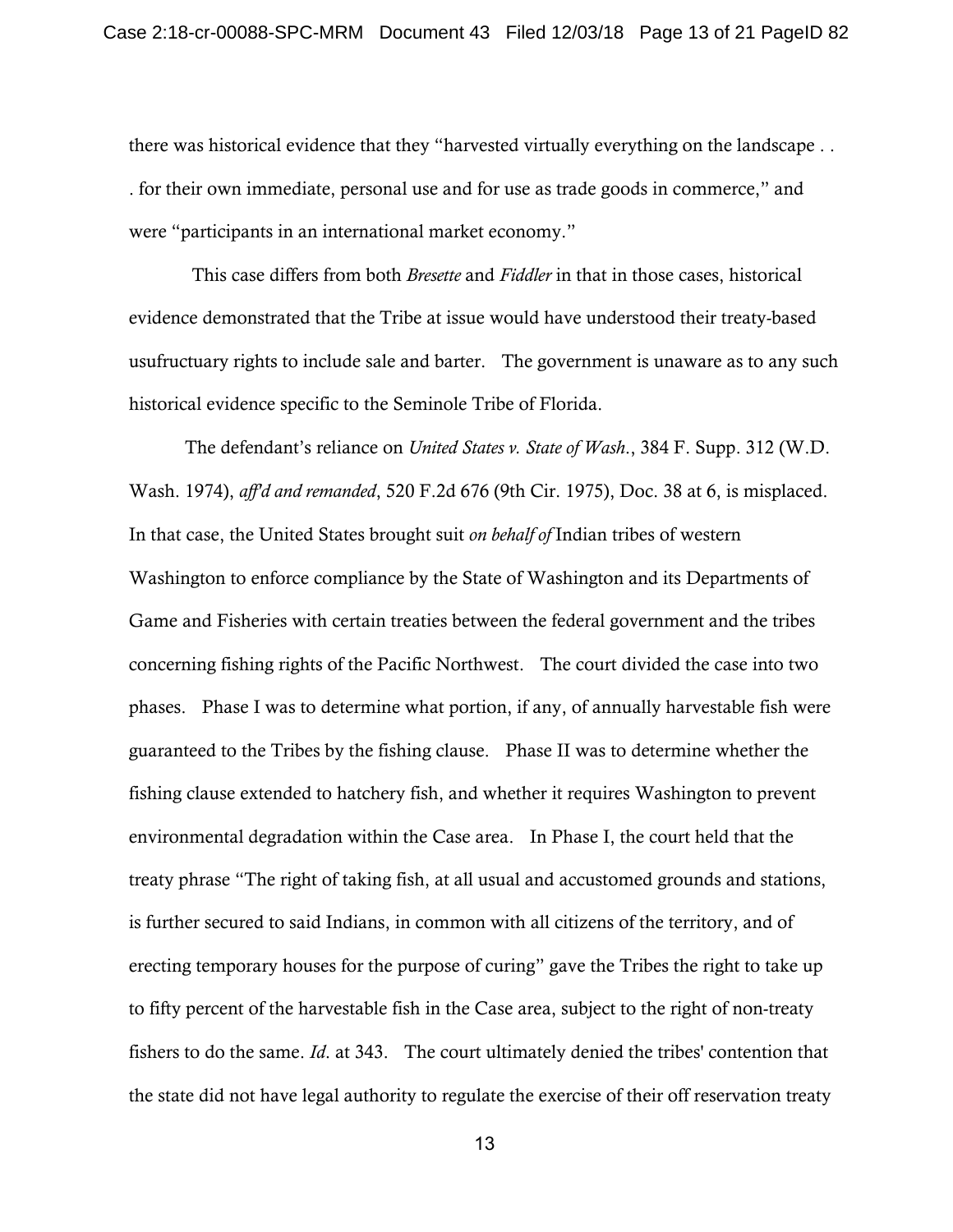there was historical evidence that they "harvested virtually everything on the landscape . . . for their own immediate, personal use and for use as trade goods in commerce," and were "participants in an international market economy."

This case differs from both *Bresette* and *Fiddler* in that in those cases, historical evidence demonstrated that the Tribe at issue would have understood their treaty-based usufructuary rights to include sale and barter. The government is unaware as to any such historical evidence specific to the Seminole Tribe of Florida.

The defendant's reliance on *United States v. State of Wash*., 384 F. Supp. 312 (W.D. Wash. 1974), *aff'd and remanded*, 520 F.2d 676 (9th Cir. 1975), Doc. 38 at 6, is misplaced. In that case, the United States brought suit *on behalf of* Indian tribes of western Washington to enforce compliance by the State of Washington and its Departments of Game and Fisheries with certain treaties between the federal government and the tribes concerning fishing rights of the Pacific Northwest. The court divided the case into two phases. Phase I was to determine what portion, if any, of annually harvestable fish were guaranteed to the Tribes by the fishing clause. Phase II was to determine whether the fishing clause extended to hatchery fish, and whether it requires Washington to prevent environmental degradation within the Case area. In Phase I, the court held that the treaty phrase "The right of taking fish, at all usual and accustomed grounds and stations, is further secured to said Indians, in common with all citizens of the territory, and of erecting temporary houses for the purpose of curing" gave the Tribes the right to take up to fifty percent of the harvestable fish in the Case area, subject to the right of non-treaty fishers to do the same. *Id*. at 343. The court ultimately denied the tribes' contention that the state did not have legal authority to regulate the exercise of their off reservation treaty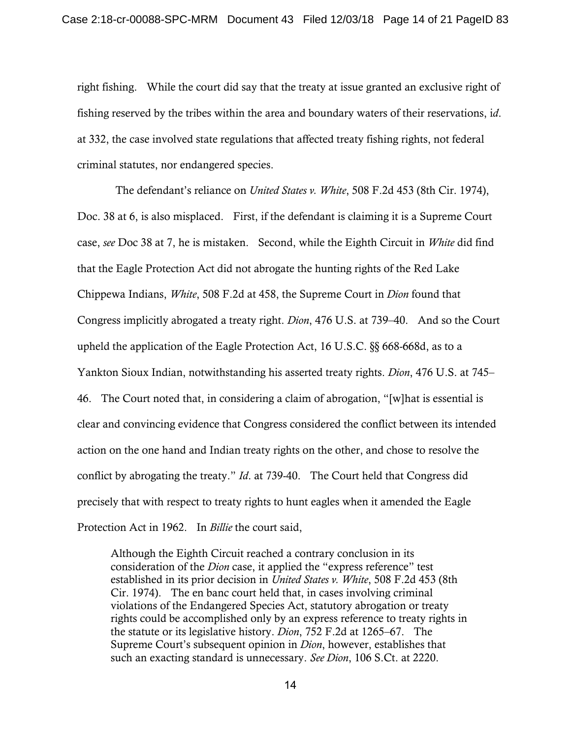right fishing. While the court did say that the treaty at issue granted an exclusive right of fishing reserved by the tribes within the area and boundary waters of their reservations, i*d*. at 332, the case involved state regulations that affected treaty fishing rights, not federal criminal statutes, nor endangered species.

The defendant's reliance on *United States v. White*, 508 F.2d 453 (8th Cir. 1974), Doc. 38 at 6, is also misplaced. First, if the defendant is claiming it is a Supreme Court case, *see* Doc 38 at 7, he is mistaken. Second, while the Eighth Circuit in *White* did find that the Eagle Protection Act did not abrogate the hunting rights of the Red Lake Chippewa Indians, *White*, 508 F.2d at 458, the Supreme Court in *Dion* found that Congress implicitly abrogated a treaty right. *Dion*, 476 U.S. at 739–40. And so the Court upheld the application of the Eagle Protection Act, 16 U.S.C. §§ 668-668d, as to a Yankton Sioux Indian, notwithstanding his asserted treaty rights. *Dion*, 476 U.S. at 745–46. The Court noted that, in considering a claim of abrogation, "[w]hat is essential is clear and convincing evidence that Congress considered the conflict between its intended action on the one hand and Indian treaty rights on the other, and chose to resolve the conflict by abrogating the treaty." *Id*. at 739-40. The Court held that Congress did precisely that with respect to treaty rights to hunt eagles when it amended the Eagle Protection Act in 1962. In *Billie* the court said,

> Although the Eighth Circuit reached a contrary conclusion in its consideration of the *Dion* case, it applied the "express reference" test established in its prior decision in *United States v. White*, 508 F.2d 453 (8th Cir. 1974). The en banc court held that, in cases involving criminal violations of the Endangered Species Act, statutory abrogation or treaty rights could be accomplished only by an express reference to treaty rights in the statute or its legislative history. *Dion*, 752 F.2d at 1265–67. The Supreme Court's subsequent opinion in *Dion*, however, establishes that such an exacting standard is unnecessary. *See Dion*, 106 S.Ct. at 2220.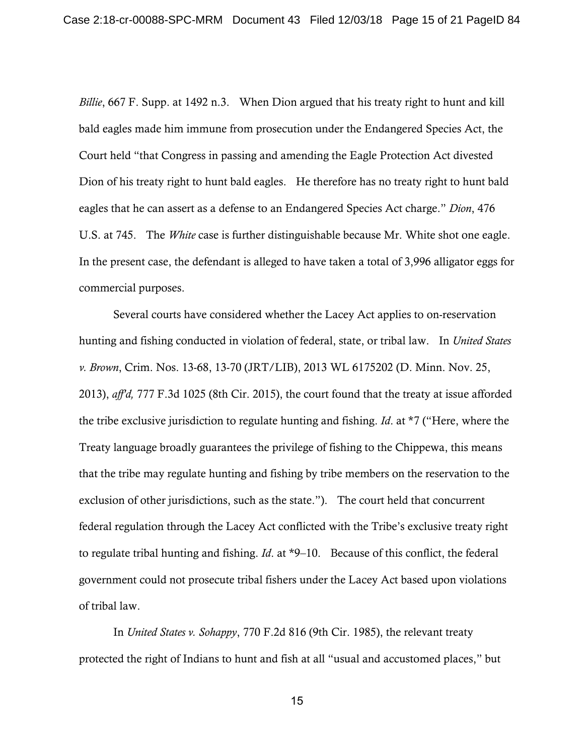*Billie*, 667 F. Supp. at 1492 n.3. When Dion argued that his treaty right to hunt and kill bald eagles made him immune from prosecution under the Endangered Species Act, the Court held "that Congress in passing and amending the Eagle Protection Act divested Dion of his treaty right to hunt bald eagles. He therefore has no treaty right to hunt bald eagles that he can assert as a defense to an Endangered Species Act charge." *Dion*, 476 U.S. at 745. The *White* case is further distinguishable because Mr. White shot one eagle. In the present case, the defendant is alleged to have taken a total of 3,996 alligator eggs for commercial purposes.

Several courts have considered whether the Lacey Act applies to on-reservation hunting and fishing conducted in violation of federal, state, or tribal law. In *United States v. Brown*, Crim. Nos. 13-68, 13-70 (JRT/LIB), 2013 WL 6175202 (D. Minn. Nov. 25, 2013), *aff'd,* 777 F.3d 1025 (8th Cir. 2015), the court found that the treaty at issue afforded the tribe exclusive jurisdiction to regulate hunting and fishing. *Id*. at *7 ("Here, where the Treaty language broadly guarantees the privilege of fishing to the Chippewa, this means that the tribe may regulate hunting and fishing by tribe members on the reservation to the exclusion of other jurisdictions, such as the state."). The court held that concurrent federal regulation through the Lacey Act conflicted with the Tribe's exclusive treaty right to regulate tribal hunting and fishing. *Id*. at *9–10. Because of this conflict, the federal government could not prosecute tribal fishers under the Lacey Act based upon violations of tribal law.

In *United States v. Sohappy*, 770 F.2d 816 (9th Cir. 1985), the relevant treaty protected the right of Indians to hunt and fish at all "usual and accustomed places," but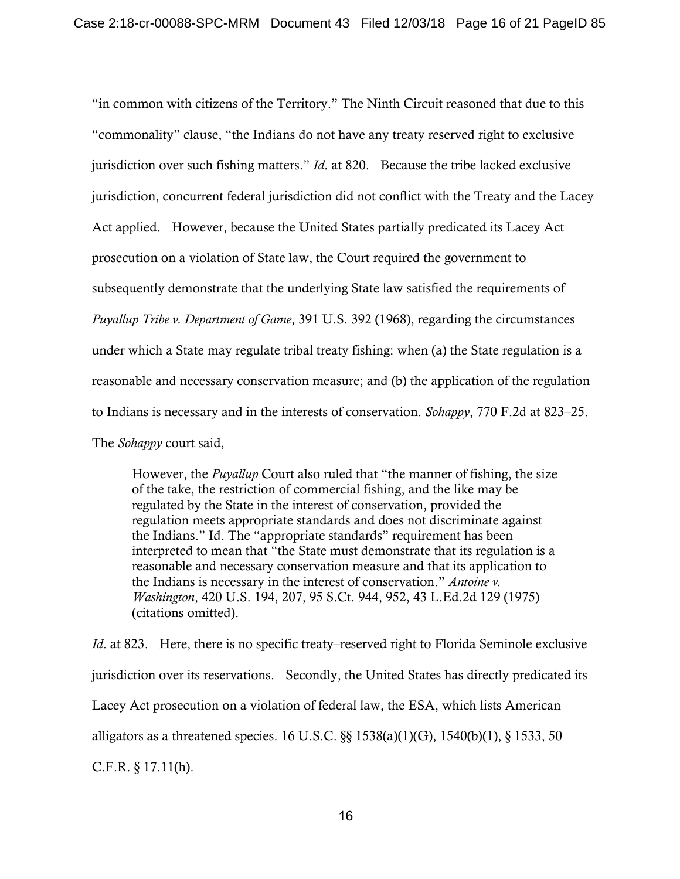"in common with citizens of the Territory." The Ninth Circuit reasoned that due to this "commonality" clause, "the Indians do not have any treaty reserved right to exclusive jurisdiction over such fishing matters." *Id.* at 820. Because the tribe lacked exclusive jurisdiction, concurrent federal jurisdiction did not conflict with the Treaty and the Lacey Act applied. However, because the United States partially predicated its Lacey Act prosecution on a violation of State law, the Court required the government to subsequently demonstrate that the underlying State law satisfied the requirements of *Puyallup Tribe v. Department of Game*, 391 U.S. 392 (1968), regarding the circumstances under which a State may regulate tribal treaty fishing: when (a) the State regulation is a reasonable and necessary conservation measure; and (b) the application of the regulation to Indians is necessary and in the interests of conservation. *Sohappy*, 770 F.2d at 823–25. The *Sohappy* court said,

> However, the *Puyallup* Court also ruled that "the manner of fishing, the size of the take, the restriction of commercial fishing, and the like may be regulated by the State in the interest of conservation, provided the regulation meets appropriate standards and does not discriminate against the Indians." Id. The "appropriate standards" requirement has been interpreted to mean that "the State must demonstrate that its regulation is a reasonable and necessary conservation measure and that its application to the Indians is necessary in the interest of conservation." *Antoine v. Washington*, 420 U.S. 194, 207, 95 S.Ct. 944, 952, 43 L.Ed.2d 129 (1975) (citations omitted).

*Id*. at 823. Here, there is no specific treaty–reserved right to Florida Seminole exclusive jurisdiction over its reservations. Secondly, the United States has directly predicated its Lacey Act prosecution on a violation of federal law, the ESA, which lists American alligators as a threatened species. 16 U.S.C. §§ 1538(a)(1)(G), 1540(b)(1), § 1533, 50 C.F.R. § 17.11(h).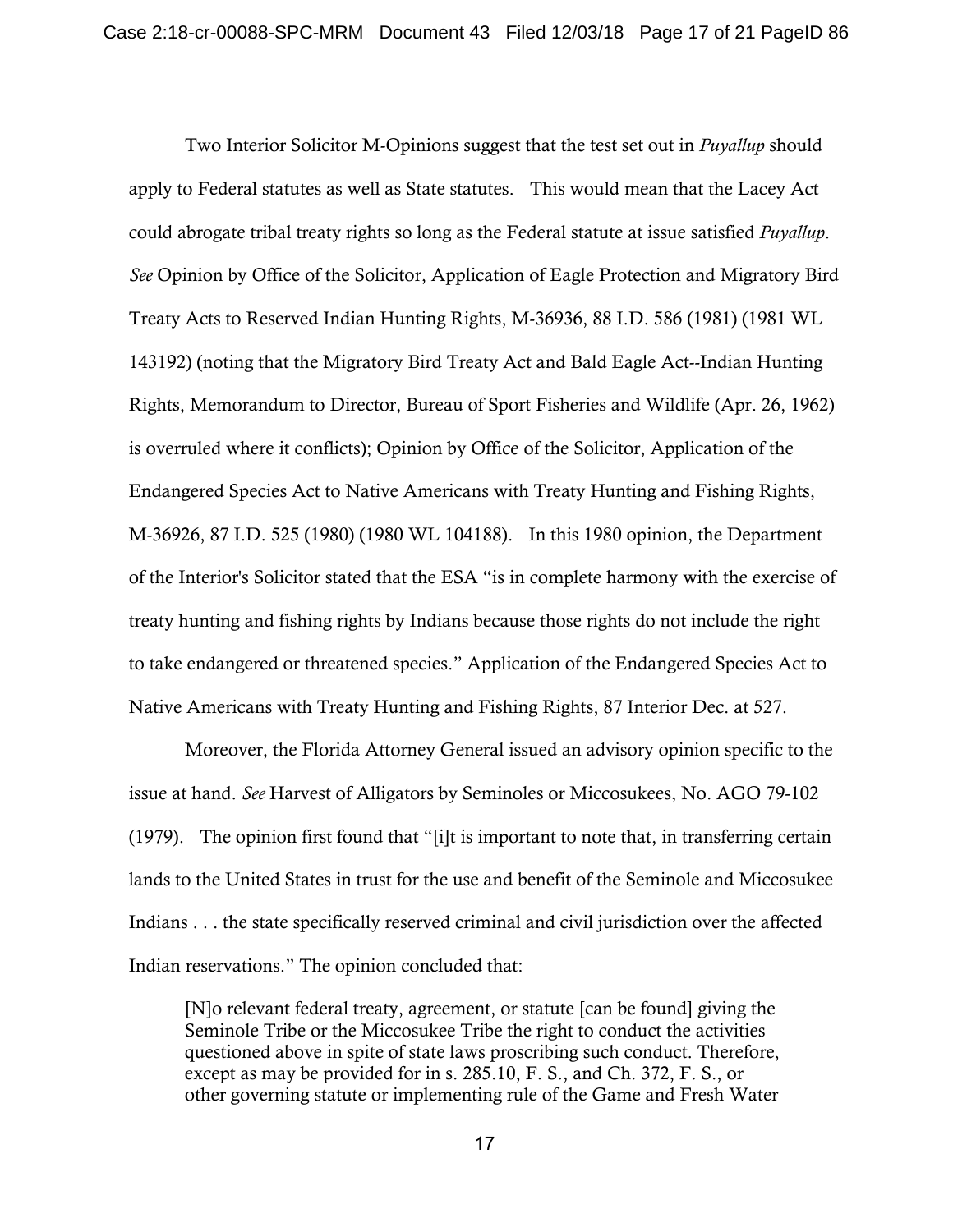Two Interior Solicitor M-Opinions suggest that the test set out in *Puyallup* should apply to Federal statutes as well as State statutes. This would mean that the Lacey Act could abrogate tribal treaty rights so long as the Federal statute at issue satisfied *Puyallup*. *See* Opinion by Office of the Solicitor, Application of Eagle Protection and Migratory Bird Treaty Acts to Reserved Indian Hunting Rights, M-36936, 88 I.D. 586 (1981) (1981 WL 143192) (noting that the Migratory Bird Treaty Act and Bald Eagle Act--Indian Hunting Rights, Memorandum to Director, Bureau of Sport Fisheries and Wildlife (Apr. 26, 1962) is overruled where it conflicts); Opinion by Office of the Solicitor, Application of the Endangered Species Act to Native Americans with Treaty Hunting and Fishing Rights, M-36926, 87 I.D. 525 (1980) (1980 WL 104188). In this 1980 opinion, the Department of the Interior's Solicitor stated that the ESA "is in complete harmony with the exercise of treaty hunting and fishing rights by Indians because those rights do not include the right to take endangered or threatened species." Application of the Endangered Species Act to Native Americans with Treaty Hunting and Fishing Rights, 87 Interior Dec. at 527.

Moreover, the Florida Attorney General issued an advisory opinion specific to the issue at hand. *See* Harvest of Alligators by Seminoles or Miccosukees, No. AGO 79-102 (1979). The opinion first found that "[i]t is important to note that, in transferring certain lands to the United States in trust for the use and benefit of the Seminole and Miccosukee Indians . . . the state specifically reserved criminal and civil jurisdiction over the affected Indian reservations." The opinion concluded that:

> [N]o relevant federal treaty, agreement, or statute [can be found] giving the Seminole Tribe or the Miccosukee Tribe the right to conduct the activities questioned above in spite of state laws proscribing such conduct. Therefore, except as may be provided for in s. 285.10, F. S., and Ch. 372, F. S., or other governing statute or implementing rule of the Game and Fresh Water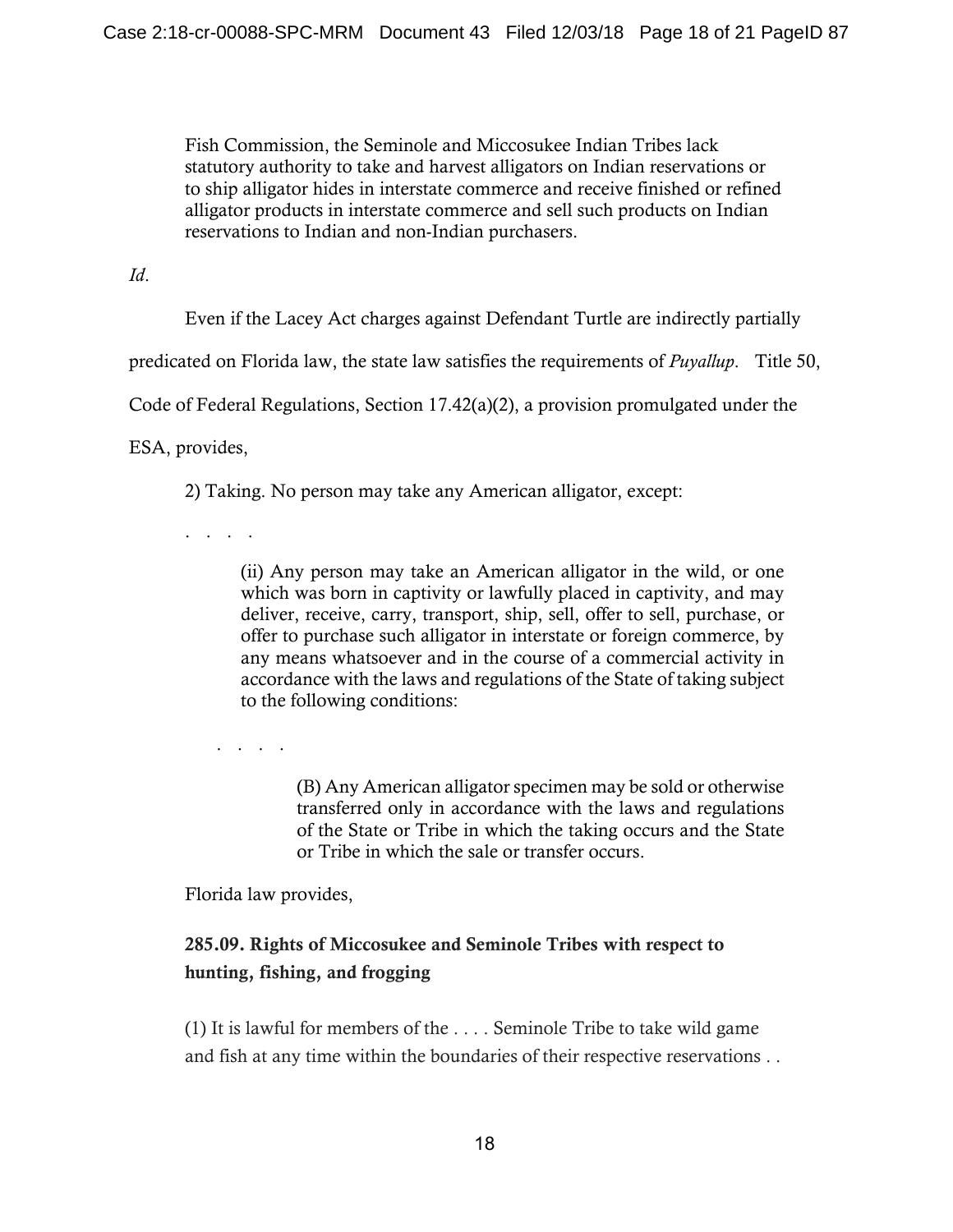> Fish Commission, the Seminole and Miccosukee Indian Tribes lack statutory authority to take and harvest alligators on Indian reservations or to ship alligator hides in interstate commerce and receive finished or refined alligator products in interstate commerce and sell such products on Indian reservations to Indian and non-Indian purchasers.

*Id*.

Even if the Lacey Act charges against Defendant Turtle are indirectly partially predicated on Florida law, the state law satisfies the requirements of *Puyallup*. Title 50, Code of Federal Regulations, Section 17.42(a)(2), a provision promulgated under the ESA, provides,

> 2) Taking. No person may take any American alligator, except:
>
> . . . .
>
> > (ii) Any person may take an American alligator in the wild, or one which was born in captivity or lawfully placed in captivity, and may deliver, receive, carry, transport, ship, sell, offer to sell, purchase, or offer to purchase such alligator in interstate or foreign commerce, by any means whatsoever and in the course of a commercial activity in accordance with the laws and regulations of the State of taking subject to the following conditions:
> >
> > . . . .
> >
> > > (B) Any American alligator specimen may be sold or otherwise transferred only in accordance with the laws and regulations of the State or Tribe in which the taking occurs and the State or Tribe in which the sale or transfer occurs.

Florida law provides,

> **285.09. Rights of Miccosukee and Seminole Tribes with respect to hunting, fishing, and frogging**
>
> (1) It is lawful for members of the . . . . Seminole Tribe to take wild game and fish at any time within the boundaries of their respective reservations . .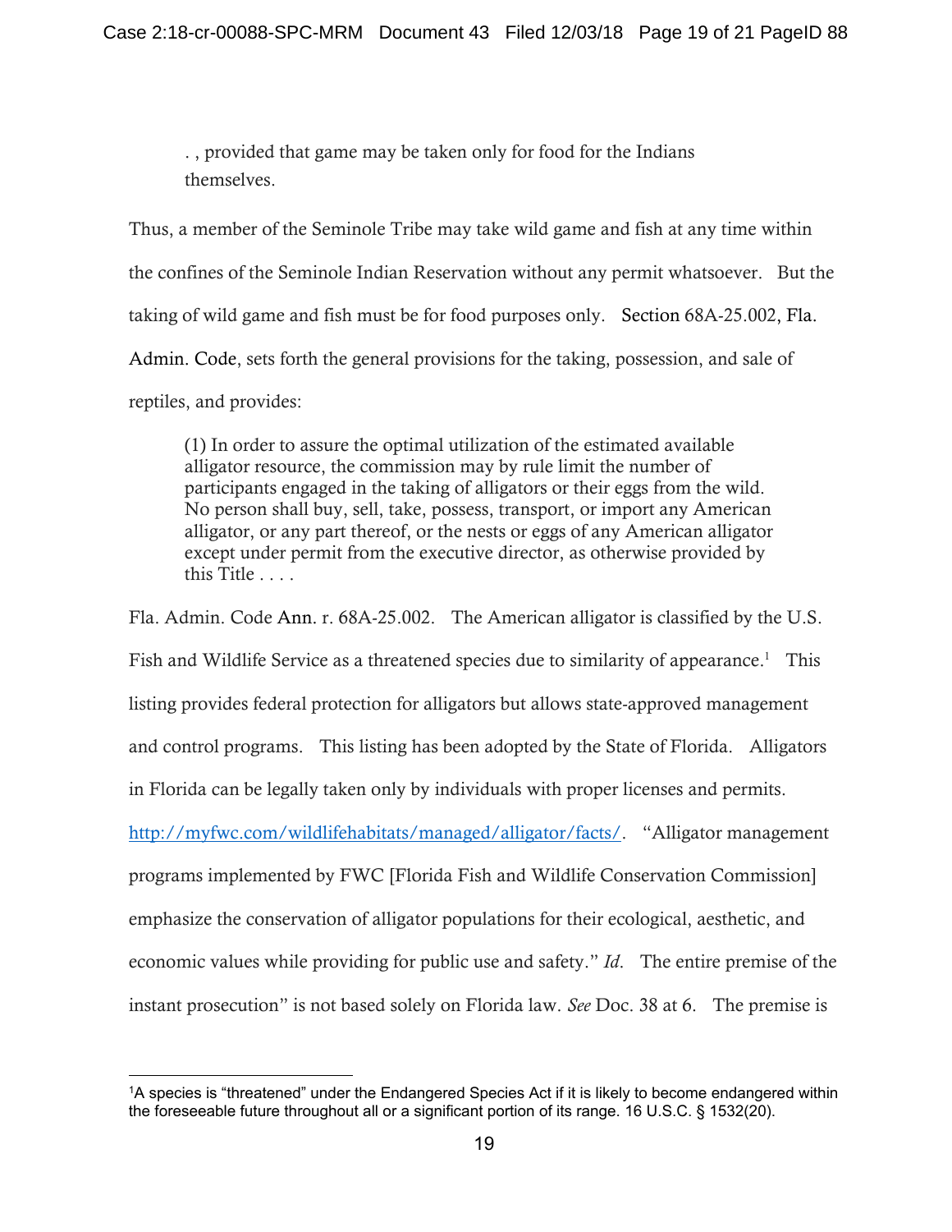> . , provided that game may be taken only for food for the Indians themselves.

Thus, a member of the Seminole Tribe may take wild game and fish at any time within the confines of the Seminole Indian Reservation without any permit whatsoever. But the taking of wild game and fish must be for food purposes only. Section 68A-25.002, Fla. Admin. Code, sets forth the general provisions for the taking, possession, and sale of reptiles, and provides:

> (1) In order to assure the optimal utilization of the estimated available alligator resource, the commission may by rule limit the number of participants engaged in the taking of alligators or their eggs from the wild. No person shall buy, sell, take, possess, transport, or import any American alligator, or any part thereof, or the nests or eggs of any American alligator except under permit from the executive director, as otherwise provided by this Title . . . .

Fla. Admin. Code Ann. r. 68A-25.002. The American alligator is classified by the U.S. Fish and Wildlife Service as a threatened species due to similarity of appearance.[1] This listing provides federal protection for alligators but allows state-approved management and control programs. This listing has been adopted by the State of Florida. Alligators in Florida can be legally taken only by individuals with proper licenses and permits. http://myfwc.com/wildlifehabitats/managed/alligator/facts/. "Alligator management programs implemented by FWC [Florida Fish and Wildlife Conservation Commission] emphasize the conservation of alligator populations for their ecological, aesthetic, and economic values while providing for public use and safety." *Id*. The entire premise of the instant prosecution" is not based solely on Florida law. *See* Doc. 38 at 6. The premise is

---

[1] A species is "threatened" under the Endangered Species Act if it is likely to become endangered within the foreseeable future throughout all or a significant portion of its range. 16 U.S.C. § 1532(20).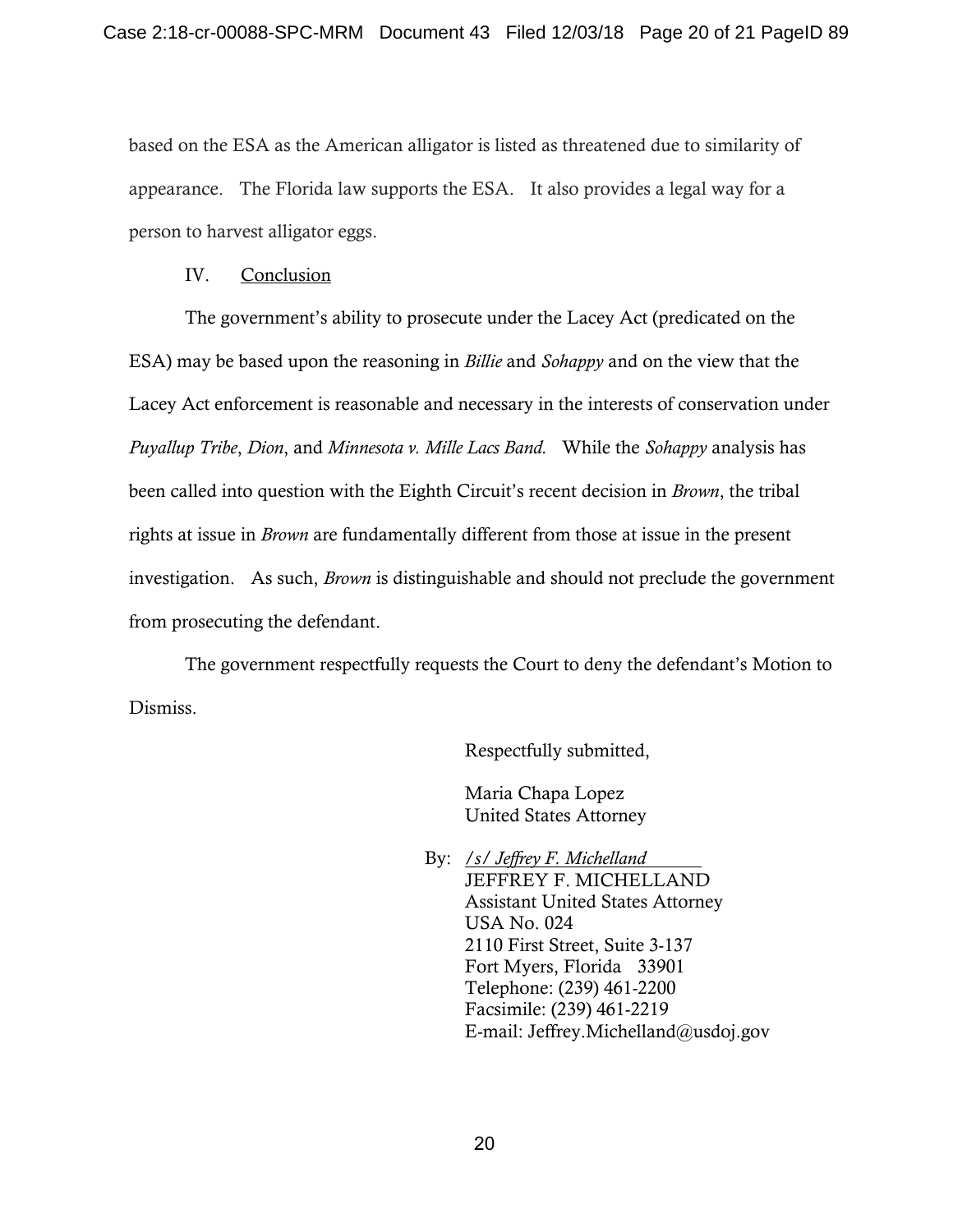based on the ESA as the American alligator is listed as threatened due to similarity of appearance. The Florida law supports the ESA. It also provides a legal way for a person to harvest alligator eggs.

IV. Conclusion

The government's ability to prosecute under the Lacey Act (predicated on the ESA) may be based upon the reasoning in *Billie* and *Sohappy* and on the view that the Lacey Act enforcement is reasonable and necessary in the interests of conservation under *Puyallup Tribe*, *Dion*, and *Minnesota v. Mille Lacs Band.* While the *Sohappy* analysis has been called into question with the Eighth Circuit's recent decision in *Brown*, the tribal rights at issue in *Brown* are fundamentally different from those at issue in the present investigation. As such, *Brown* is distinguishable and should not preclude the government from prosecuting the defendant.

The government respectfully requests the Court to deny the defendant's Motion to Dismiss.

Respectfully submitted,

Maria Chapa Lopez
United States Attorney

By: */s/ Jeffrey F. Michelland*
JEFFREY F. MICHELLAND
Assistant United States Attorney
USA No. 024
2110 First Street, Suite 3-137
Fort Myers, Florida 33901
Telephone: (239) 461-2200
Facsimile: (239) 461-2219
E-mail: Jeffrey.Michelland@usdoj.gov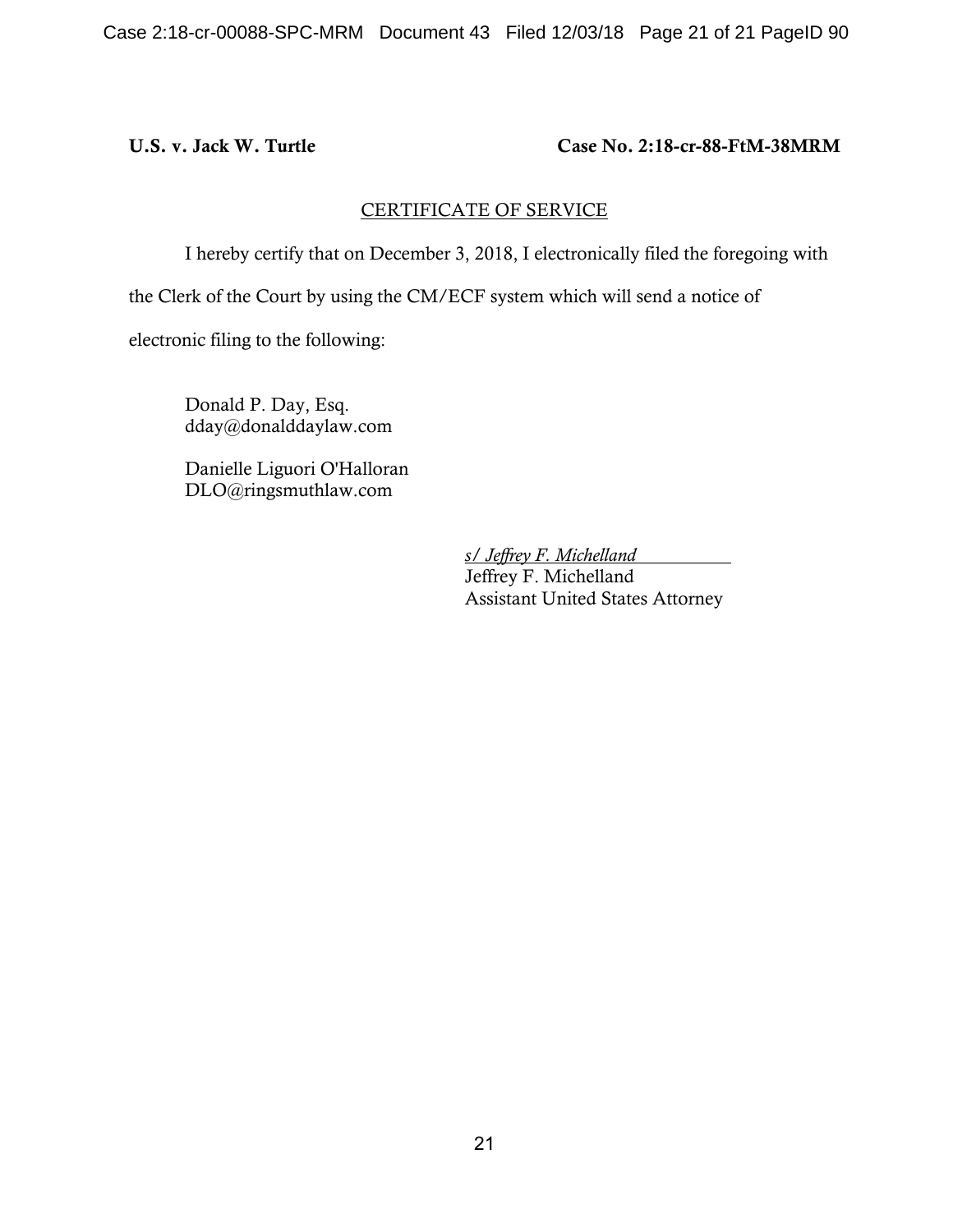**U.S. v. Jack W. Turtle** **Case No. 2:18-cr-88-FtM-38MRM**

CERTIFICATE OF SERVICE

I hereby certify that on December 3, 2018, I electronically filed the foregoing with the Clerk of the Court by using the CM/ECF system which will send a notice of electronic filing to the following:

Donald P. Day, Esq.
dday@donalddaylaw.com

Danielle Liguori O'Halloran
DLO@ringsmuthlaw.com

*s/ Jeffrey F. Michelland*
Jeffrey F. Michelland
Assistant United States Attorney